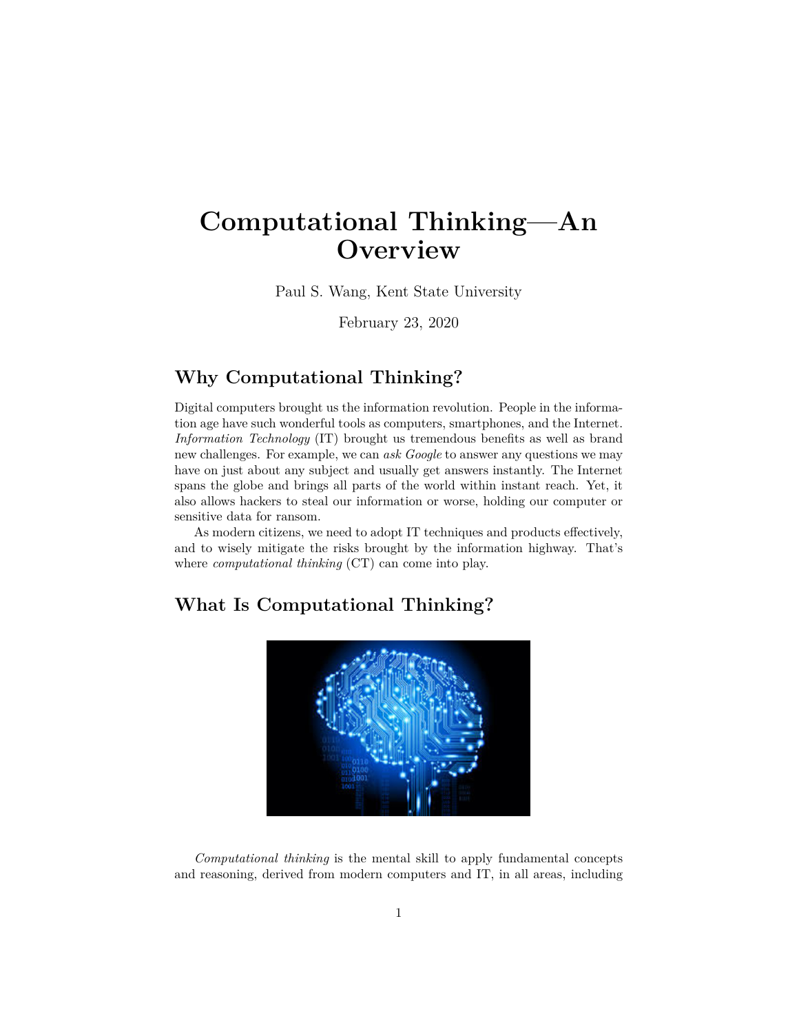# Computational Thinking—An Overview

Paul S. Wang, Kent State University

February 23, 2020

## Why Computational Thinking?

Digital computers brought us the information revolution. People in the information age have such wonderful tools as computers, smartphones, and the Internet. *Information Technology* (IT) brought us tremendous benefits as well as brand new challenges. For example, we can *ask Google* to answer any questions we may have on just about any subject and usually get answers instantly. The Internet spans the globe and brings all parts of the world within instant reach. Yet, it also allows hackers to steal our information or worse, holding our computer or sensitive data for ransom.

As modern citizens, we need to adopt IT techniques and products effectively, and to wisely mitigate the risks brought by the information highway. That's where *computational thinking* (CT) can come into play.

## What Is Computational Thinking?

*Computational thinking* is the mental skill to apply fundamental concepts and reasoning, derived from modern computers and IT, in all areas, including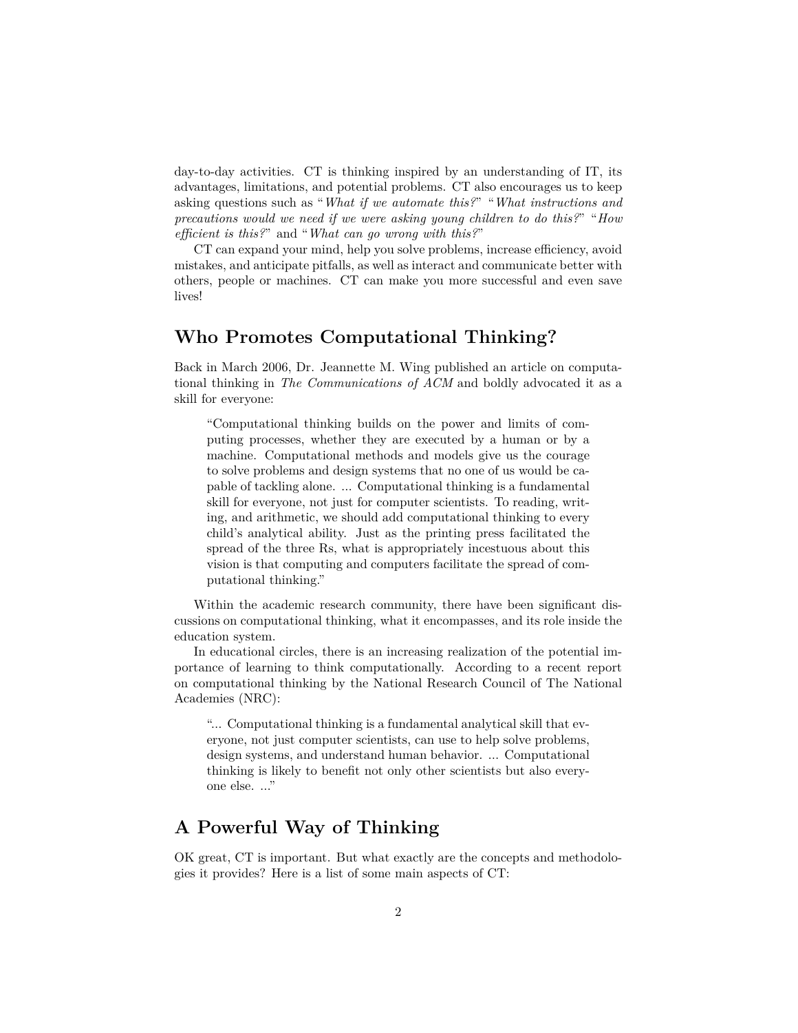day-to-day activities. CT is thinking inspired by an understanding of IT, its advantages, limitations, and potential problems. CT also encourages us to keep asking questions such as "*What if we automate this?*" "*What instructions and precautions would we need if we were asking young children to do this?*" "*How efficient is this?*" and "*What can go wrong with this?*"

CT can expand your mind, help you solve problems, increase efficiency, avoid mistakes, and anticipate pitfalls, as well as interact and communicate better with others, people or machines. CT can make you more successful and even save lives!

## Who Promotes Computational Thinking?

Back in March 2006, Dr. Jeannette M. Wing published an article on computational thinking in *The Communications of ACM* and boldly advocated it as a skill for everyone:

> "Computational thinking builds on the power and limits of computing processes, whether they are executed by a human or by a machine. Computational methods and models give us the courage to solve problems and design systems that no one of us would be capable of tackling alone. ... Computational thinking is a fundamental skill for everyone, not just for computer scientists. To reading, writing, and arithmetic, we should add computational thinking to every child's analytical ability. Just as the printing press facilitated the spread of the three Rs, what is appropriately incestuous about this vision is that computing and computers facilitate the spread of computational thinking."

Within the academic research community, there have been significant discussions on computational thinking, what it encompasses, and its role inside the education system.

In educational circles, there is an increasing realization of the potential importance of learning to think computationally. According to a recent report on computational thinking by the National Research Council of The National Academies (NRC):

> "... Computational thinking is a fundamental analytical skill that everyone, not just computer scientists, can use to help solve problems, design systems, and understand human behavior. ... Computational thinking is likely to benefit not only other scientists but also everyone else. ..."

## A Powerful Way of Thinking

OK great, CT is important. But what exactly are the concepts and methodologies it provides? Here is a list of some main aspects of CT: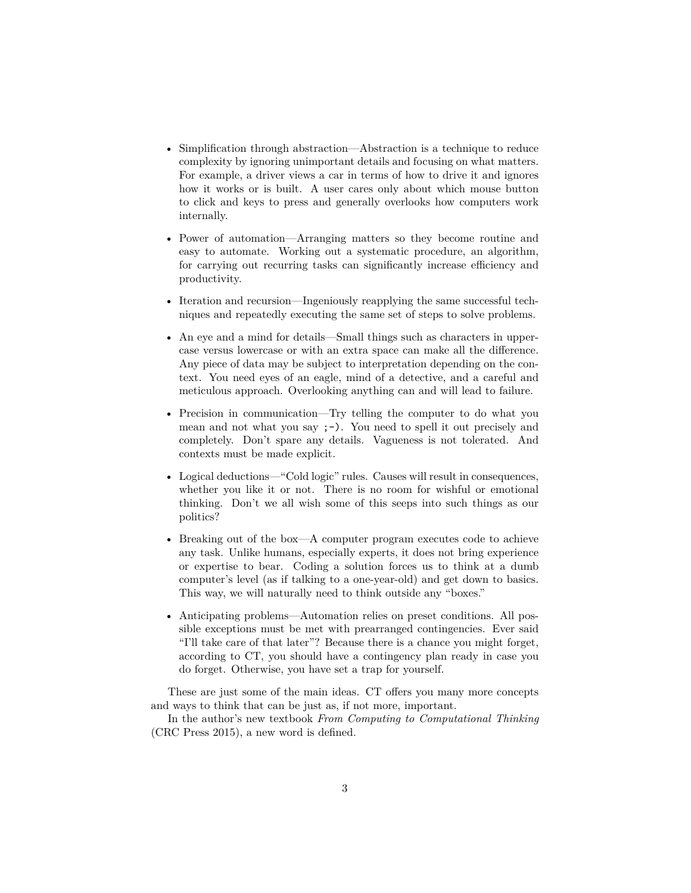- Simplification through abstraction—Abstraction is a technique to reduce complexity by ignoring unimportant details and focusing on what matters. For example, a driver views a car in terms of how to drive it and ignores how it works or is built. A user cares only about which mouse button to click and keys to press and generally overlooks how computers work internally.
- Power of automation—Arranging matters so they become routine and easy to automate. Working out a systematic procedure, an algorithm, for carrying out recurring tasks can significantly increase efficiency and productivity.
- Iteration and recursion—Ingeniously reapplying the same successful techniques and repeatedly executing the same set of steps to solve problems.
- An eye and a mind for details—Small things such as characters in uppercase versus lowercase or with an extra space can make all the difference. Any piece of data may be subject to interpretation depending on the context. You need eyes of an eagle, mind of a detective, and a careful and meticulous approach. Overlooking anything can and will lead to failure.
- Precision in communication—Try telling the computer to do what you mean and not what you say `;-)`. You need to spell it out precisely and completely. Don't spare any details. Vagueness is not tolerated. And contexts must be made explicit.
- Logical deductions—"Cold logic" rules. Causes will result in consequences, whether you like it or not. There is no room for wishful or emotional thinking. Don't we all wish some of this seeps into such things as our politics?
- Breaking out of the box—A computer program executes code to achieve any task. Unlike humans, especially experts, it does not bring experience or expertise to bear. Coding a solution forces us to think at a dumb computer's level (as if talking to a one-year-old) and get down to basics. This way, we will naturally need to think outside any "boxes."
- Anticipating problems—Automation relies on preset conditions. All possible exceptions must be met with prearranged contingencies. Ever said "I'll take care of that later"? Because there is a chance you might forget, according to CT, you should have a contingency plan ready in case you do forget. Otherwise, you have set a trap for yourself.

These are just some of the main ideas. CT offers you many more concepts and ways to think that can be just as, if not more, important.

In the author's new textbook *From Computing to Computational Thinking* (CRC Press 2015), a new word is defined.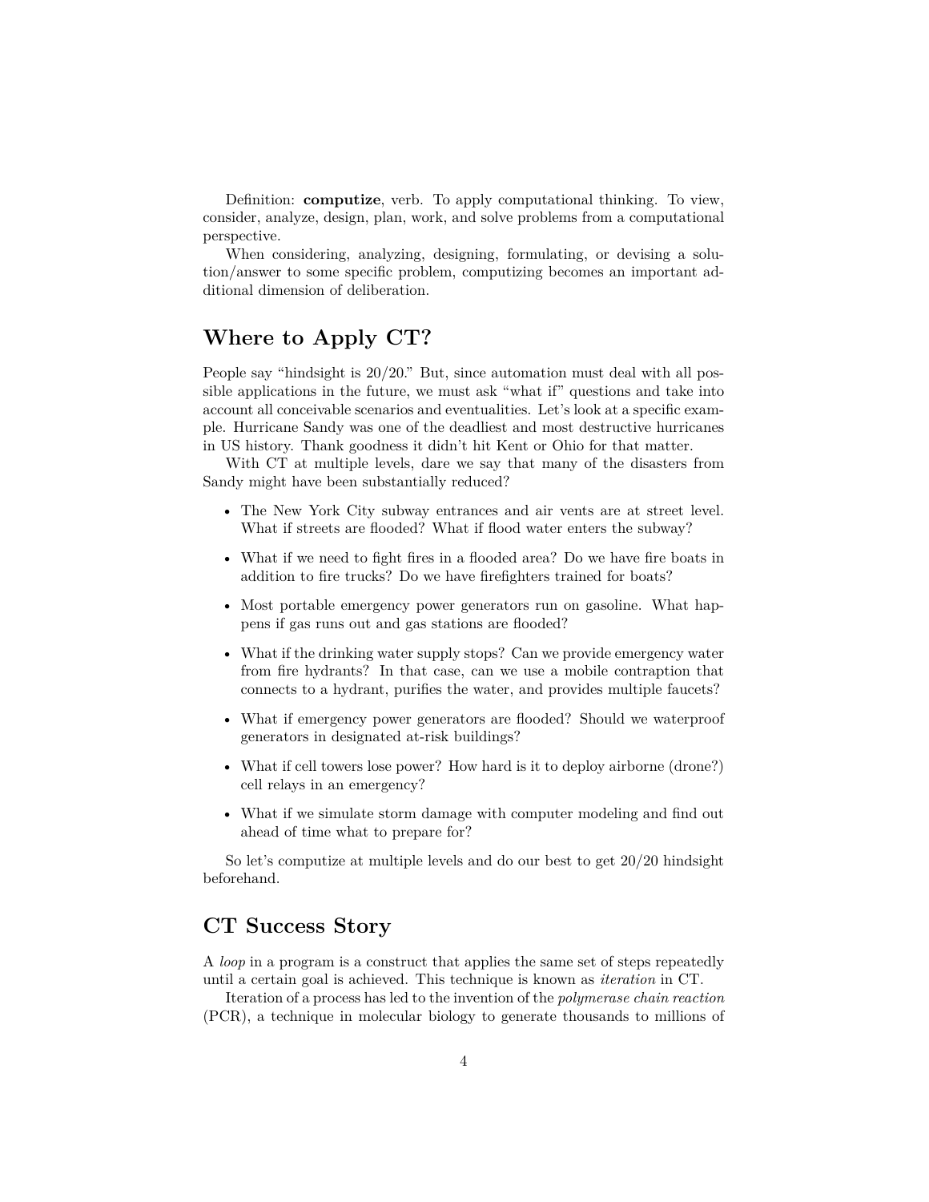Definition: **computize**, verb. To apply computational thinking. To view, consider, analyze, design, plan, work, and solve problems from a computational perspective.

When considering, analyzing, designing, formulating, or devising a solution/answer to some specific problem, computizing becomes an important additional dimension of deliberation.

## Where to Apply CT?

People say "hindsight is 20/20." But, since automation must deal with all possible applications in the future, we must ask "what if" questions and take into account all conceivable scenarios and eventualities. Let's look at a specific example. Hurricane Sandy was one of the deadliest and most destructive hurricanes in US history. Thank goodness it didn't hit Kent or Ohio for that matter.

With CT at multiple levels, dare we say that many of the disasters from Sandy might have been substantially reduced?

- The New York City subway entrances and air vents are at street level. What if streets are flooded? What if flood water enters the subway?
- What if we need to fight fires in a flooded area? Do we have fire boats in addition to fire trucks? Do we have firefighters trained for boats?
- Most portable emergency power generators run on gasoline. What happens if gas runs out and gas stations are flooded?
- What if the drinking water supply stops? Can we provide emergency water from fire hydrants? In that case, can we use a mobile contraption that connects to a hydrant, purifies the water, and provides multiple faucets?
- What if emergency power generators are flooded? Should we waterproof generators in designated at-risk buildings?
- What if cell towers lose power? How hard is it to deploy airborne (drone?) cell relays in an emergency?
- What if we simulate storm damage with computer modeling and find out ahead of time what to prepare for?

So let's computize at multiple levels and do our best to get 20/20 hindsight beforehand.

## CT Success Story

A *loop* in a program is a construct that applies the same set of steps repeatedly until a certain goal is achieved. This technique is known as *iteration* in CT.

Iteration of a process has led to the invention of the *polymerase chain reaction* (PCR), a technique in molecular biology to generate thousands to millions of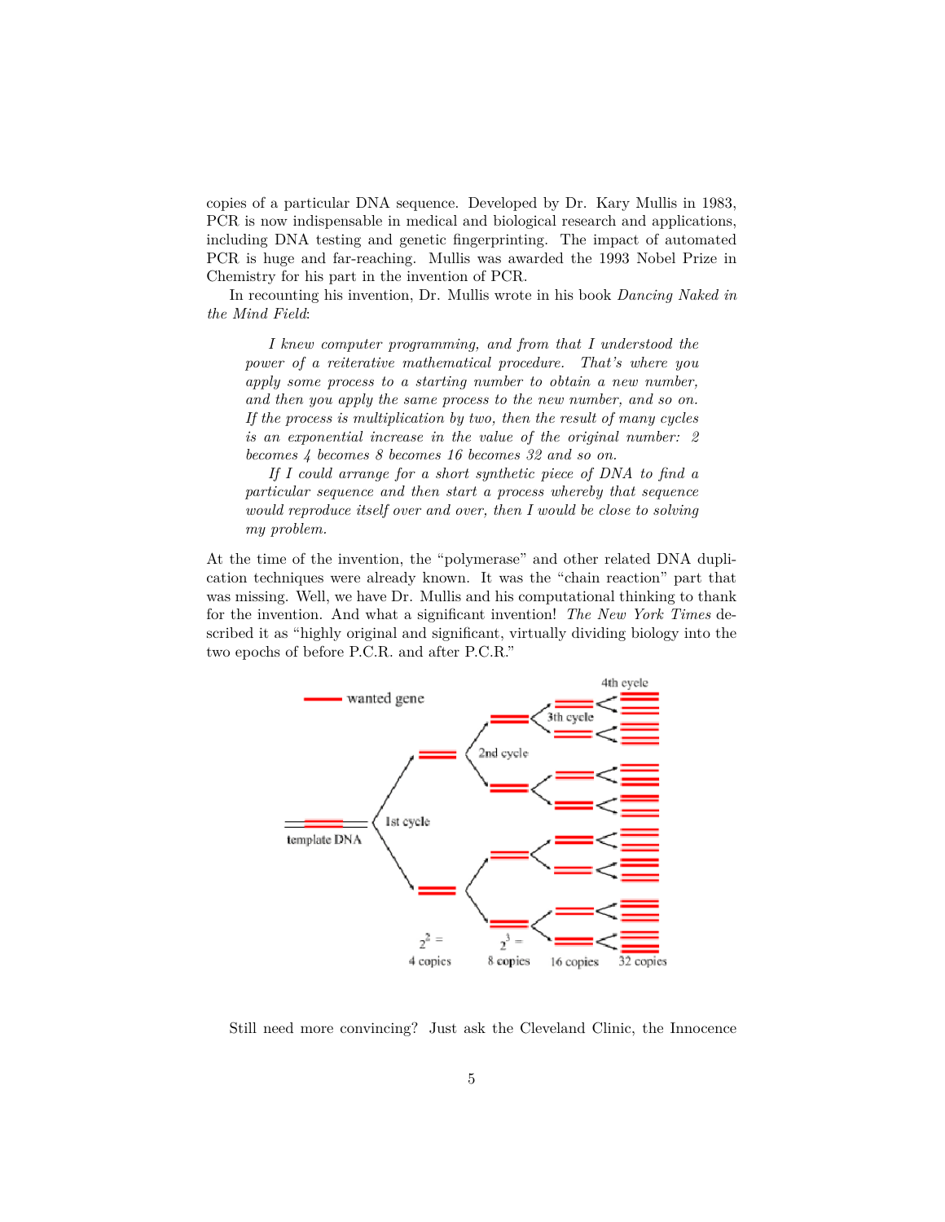copies of a particular DNA sequence. Developed by Dr. Kary Mullis in 1983, PCR is now indispensable in medical and biological research and applications, including DNA testing and genetic fingerprinting. The impact of automated PCR is huge and far-reaching. Mullis was awarded the 1993 Nobel Prize in Chemistry for his part in the invention of PCR.

In recounting his invention, Dr. Mullis wrote in his book *Dancing Naked in the Mind Field*:

> *I knew computer programming, and from that I understood the power of a reiterative mathematical procedure. That's where you apply some process to a starting number to obtain a new number, and then you apply the same process to the new number, and so on. If the process is multiplication by two, then the result of many cycles is an exponential increase in the value of the original number: 2 becomes 4 becomes 8 becomes 16 becomes 32 and so on.*
>
> *If I could arrange for a short synthetic piece of DNA to find a particular sequence and then start a process whereby that sequence would reproduce itself over and over, then I would be close to solving my problem.*

At the time of the invention, the "polymerase" and other related DNA duplication techniques were already known. It was the "chain reaction" part that was missing. Well, we have Dr. Mullis and his computational thinking to thank for the invention. And what a significant invention! *The New York Times* described it as "highly original and significant, virtually dividing biology into the two epochs of before P.C.R. and after P.C.R."

Still need more convincing? Just ask the Cleveland Clinic, the Innocence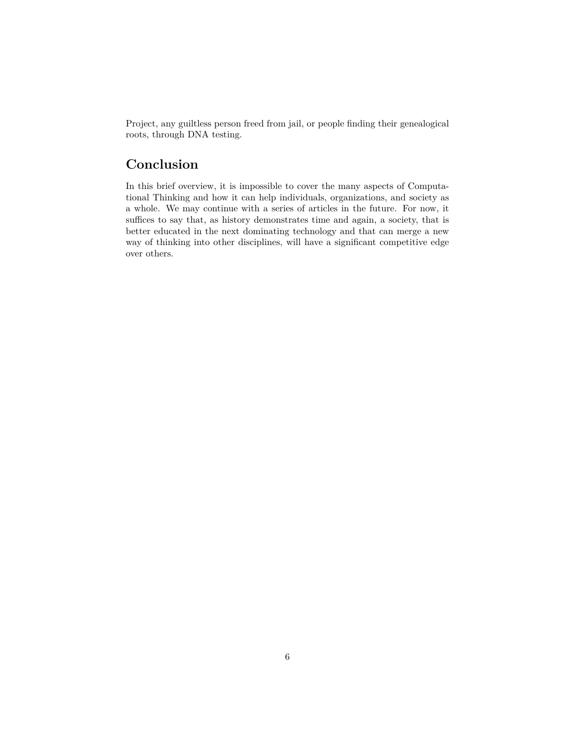Project, any guiltless person freed from jail, or people finding their genealogical roots, through DNA testing.

## Conclusion

In this brief overview, it is impossible to cover the many aspects of Computational Thinking and how it can help individuals, organizations, and society as a whole. We may continue with a series of articles in the future. For now, it suffices to say that, as history demonstrates time and again, a society, that is better educated in the next dominating technology and that can merge a new way of thinking into other disciplines, will have a significant competitive edge over others.